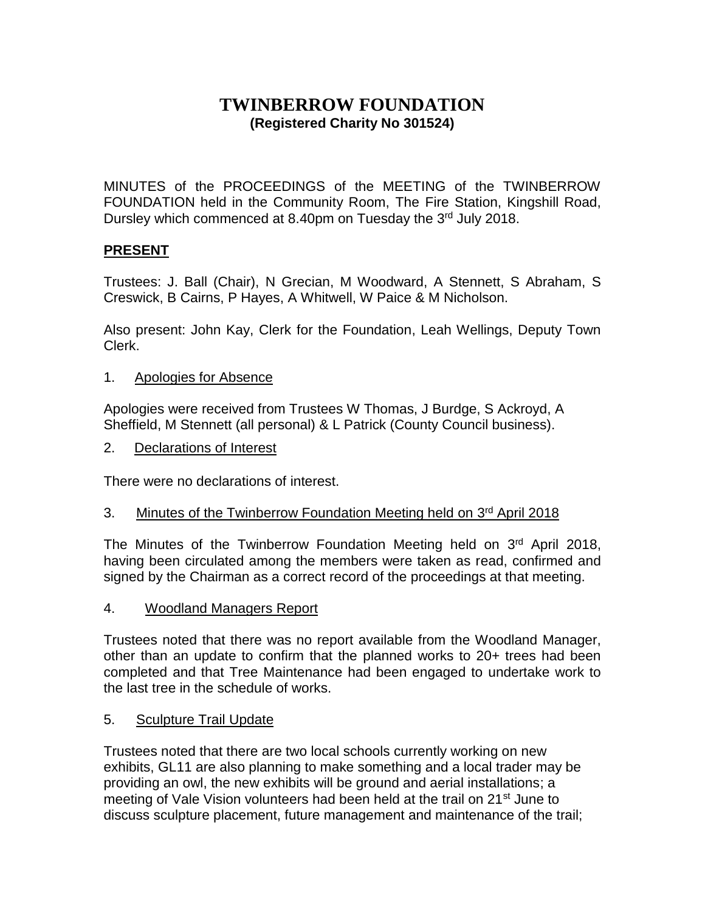# TWINBERROW FOUNDATION

**(Registered Charity No 301524)**

MINUTES of the PROCEEDINGS of the MEETING of the TWINBERROW FOUNDATION held in the Community Room, The Fire Station, Kingshill Road, Dursley which commenced at 8.40pm on Tuesday the 3rd July 2018.

## PRESENT

Trustees: J. Ball (Chair), N Grecian, M Woodward, A Stennett, S Abraham, S Creswick, B Cairns, P Hayes, A Whitwell, W Paice & M Nicholson.

Also present: John Kay, Clerk for the Foundation, Leah Wellings, Deputy Town Clerk.

1. Apologies for Absence

Apologies were received from Trustees W Thomas, J Burdge, S Ackroyd, A Sheffield, M Stennett (all personal) & L Patrick (County Council business).

2. Declarations of Interest

There were no declarations of interest.

3. Minutes of the Twinberrow Foundation Meeting held on 3rd April 2018

The Minutes of the Twinberrow Foundation Meeting held on 3rd April 2018, having been circulated among the members were taken as read, confirmed and signed by the Chairman as a correct record of the proceedings at that meeting.

4. Woodland Managers Report

Trustees noted that there was no report available from the Woodland Manager, other than an update to confirm that the planned works to 20+ trees had been completed and that Tree Maintenance had been engaged to undertake work to the last tree in the schedule of works.

5. Sculpture Trail Update

Trustees noted that there are two local schools currently working on new exhibits, GL11 are also planning to make something and a local trader may be providing an owl, the new exhibits will be ground and aerial installations; a meeting of Vale Vision volunteers had been held at the trail on 21st June to discuss sculpture placement, future management and maintenance of the trail;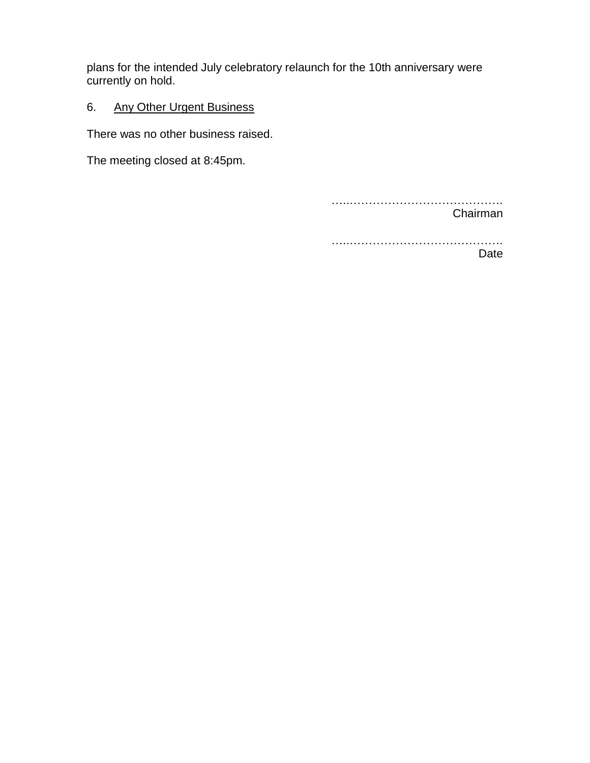plans for the intended July celebratory relaunch for the 10th anniversary were currently on hold.

6. <u>Any Other Urgent Business</u>

There was no other business raised.

The meeting closed at 8:45pm.

…..…………………………………
Chairman

…..…………………………………
Date